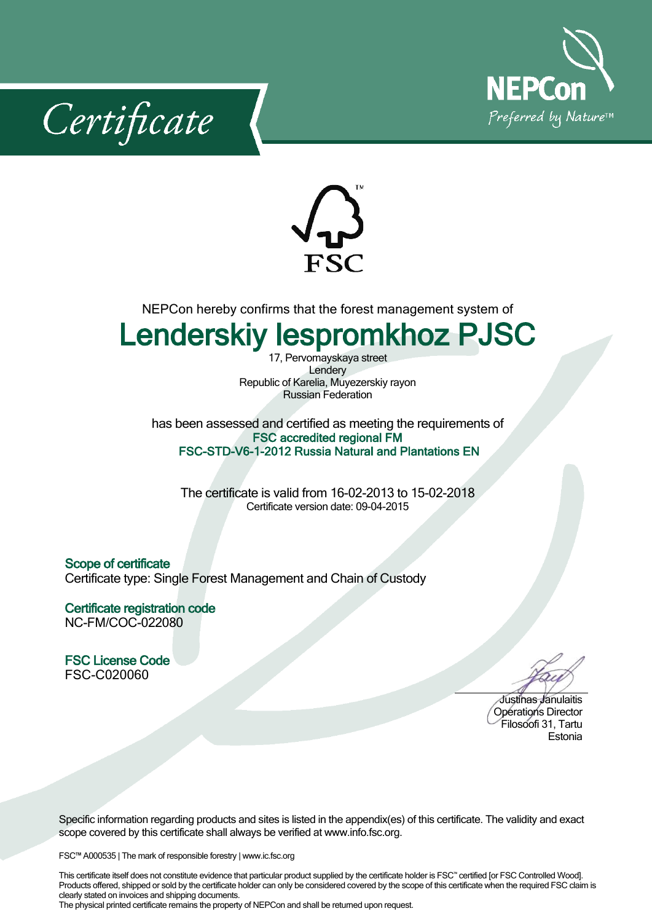# Certificate

NEPCon
Preferred by Nature™

FSC

NEPCon hereby confirms that the forest management system of

## Lenderskiy lespromkhoz PJSC

17, Pervomayskaya street
Lendery
Republic of Karelia, Muyezerskiy rayon
Russian Federation

has been assessed and certified as meeting the requirements of
**FSC accredited regional FM**
**FSC-STD-V6-1-2012 Russia Natural and Plantations EN**

The certificate is valid from 16-02-2013 to 15-02-2018
Certificate version date: 09-04-2015

**Scope of certificate**
Certificate type: Single Forest Management and Chain of Custody

**Certificate registration code**
NC-FM/COC-022080

**FSC License Code**
FSC-C020060

Justinas Janulaitis
Operations Director
Filosoofi 31, Tartu
Estonia

Specific information regarding products and sites is listed in the appendix(es) of this certificate. The validity and exact scope covered by this certificate shall always be verified at www.info.fsc.org.

FSC™ A000535 | The mark of responsible forestry | www.ic.fsc.org

This certificate itself does not constitute evidence that particular product supplied by the certificate holder is FSC™ certified [or FSC Controlled Wood]. Products offered, shipped or sold by the certificate holder can only be considered covered by the scope of this certificate when the required FSC claim is clearly stated on invoices and shipping documents.
The physical printed certificate remains the property of NEPCon and shall be returned upon request.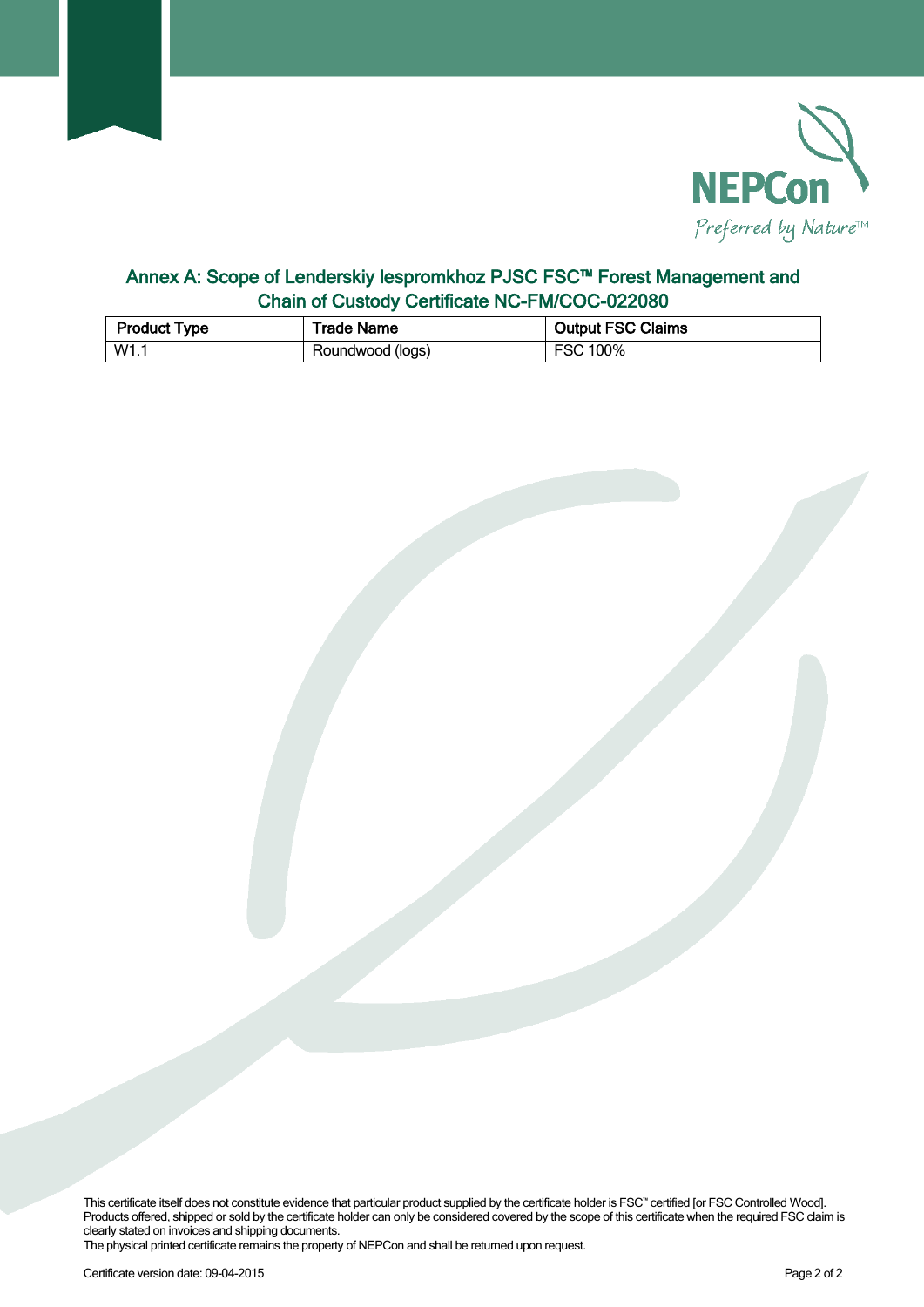## Annex A: Scope of Lenderskiy lespromkhoz PJSC FSC™ Forest Management and Chain of Custody Certificate NC-FM/COC-022080

| Product Type | Trade Name | Output FSC Claims |
|---|---|---|
| W1.1 | Roundwood (logs) | FSC 100% |

This certificate itself does not constitute evidence that particular product supplied by the certificate holder is FSC™ certified [or FSC Controlled Wood]. Products offered, shipped or sold by the certificate holder can only be considered covered by the scope of this certificate when the required FSC claim is clearly stated on invoices and shipping documents.
The physical printed certificate remains the property of NEPCon and shall be returned upon request.

Certificate version date: 09-04-2015